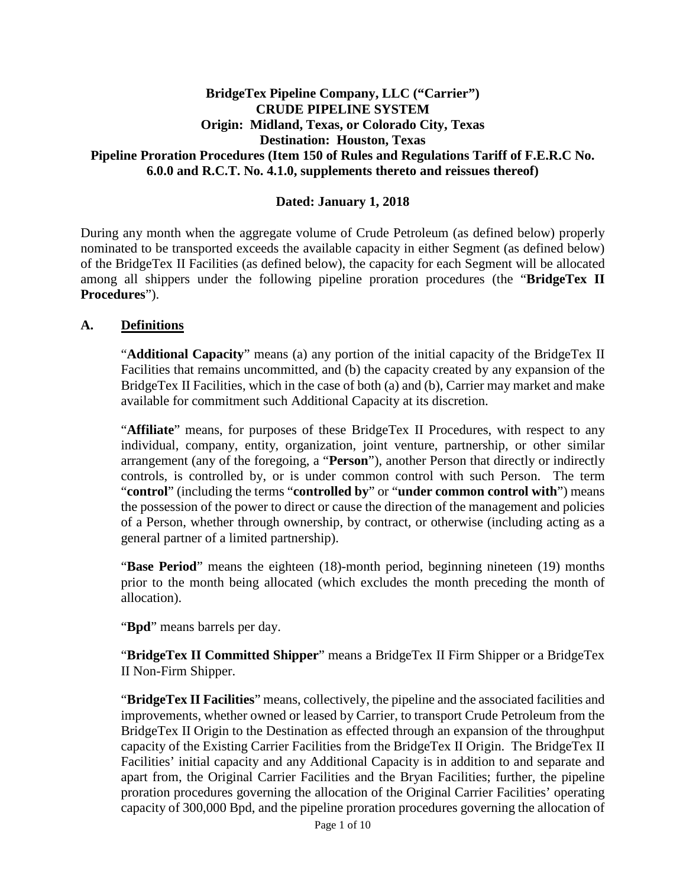**BridgeTex Pipeline Company, LLC ("Carrier")**
**CRUDE PIPELINE SYSTEM**
**Origin: Midland, Texas, or Colorado City, Texas**
**Destination: Houston, Texas**
**Pipeline Proration Procedures (Item 150 of Rules and Regulations Tariff of F.E.R.C No. 6.0.0 and R.C.T. No. 4.1.0, supplements thereto and reissues thereof)**

**Dated: January 1, 2018**

During any month when the aggregate volume of Crude Petroleum (as defined below) properly nominated to be transported exceeds the available capacity in either Segment (as defined below) of the BridgeTex II Facilities (as defined below), the capacity for each Segment will be allocated among all shippers under the following pipeline proration procedures (the "**BridgeTex II Procedures**").

## A. Definitions

"**Additional Capacity**" means (a) any portion of the initial capacity of the BridgeTex II Facilities that remains uncommitted, and (b) the capacity created by any expansion of the BridgeTex II Facilities, which in the case of both (a) and (b), Carrier may market and make available for commitment such Additional Capacity at its discretion.

"**Affiliate**" means, for purposes of these BridgeTex II Procedures, with respect to any individual, company, entity, organization, joint venture, partnership, or other similar arrangement (any of the foregoing, a "**Person**"), another Person that directly or indirectly controls, is controlled by, or is under common control with such Person. The term "**control**" (including the terms "**controlled by**" or "**under common control with**") means the possession of the power to direct or cause the direction of the management and policies of a Person, whether through ownership, by contract, or otherwise (including acting as a general partner of a limited partnership).

"**Base Period**" means the eighteen (18)-month period, beginning nineteen (19) months prior to the month being allocated (which excludes the month preceding the month of allocation).

"**Bpd**" means barrels per day.

"**BridgeTex II Committed Shipper**" means a BridgeTex II Firm Shipper or a BridgeTex II Non-Firm Shipper.

"**BridgeTex II Facilities**" means, collectively, the pipeline and the associated facilities and improvements, whether owned or leased by Carrier, to transport Crude Petroleum from the BridgeTex II Origin to the Destination as effected through an expansion of the throughput capacity of the Existing Carrier Facilities from the BridgeTex II Origin. The BridgeTex II Facilities' initial capacity and any Additional Capacity is in addition to and separate and apart from, the Original Carrier Facilities and the Bryan Facilities; further, the pipeline proration procedures governing the allocation of the Original Carrier Facilities' operating capacity of 300,000 Bpd, and the pipeline proration procedures governing the allocation of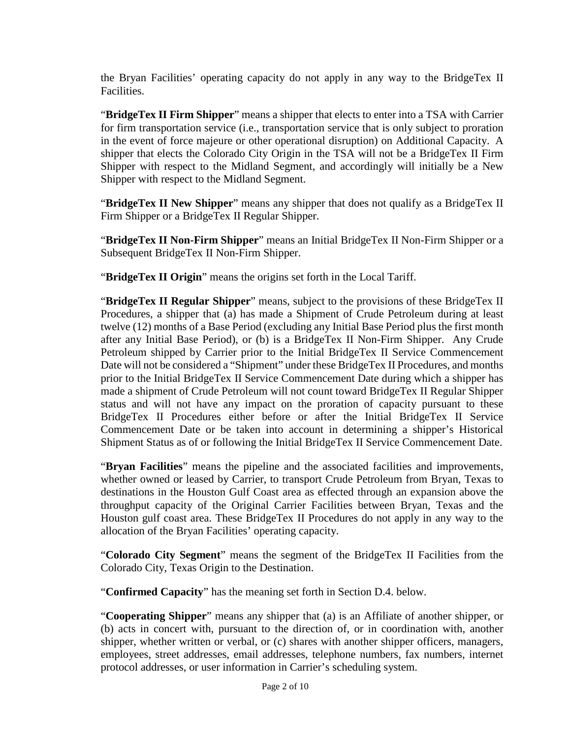the Bryan Facilities' operating capacity do not apply in any way to the BridgeTex II Facilities.

"**BridgeTex II Firm Shipper**" means a shipper that elects to enter into a TSA with Carrier for firm transportation service (i.e., transportation service that is only subject to proration in the event of force majeure or other operational disruption) on Additional Capacity. A shipper that elects the Colorado City Origin in the TSA will not be a BridgeTex II Firm Shipper with respect to the Midland Segment, and accordingly will initially be a New Shipper with respect to the Midland Segment.

"**BridgeTex II New Shipper**" means any shipper that does not qualify as a BridgeTex II Firm Shipper or a BridgeTex II Regular Shipper.

"**BridgeTex II Non-Firm Shipper**" means an Initial BridgeTex II Non-Firm Shipper or a Subsequent BridgeTex II Non-Firm Shipper.

"**BridgeTex II Origin**" means the origins set forth in the Local Tariff.

"**BridgeTex II Regular Shipper**" means, subject to the provisions of these BridgeTex II Procedures, a shipper that (a) has made a Shipment of Crude Petroleum during at least twelve (12) months of a Base Period (excluding any Initial Base Period plus the first month after any Initial Base Period), or (b) is a BridgeTex II Non-Firm Shipper. Any Crude Petroleum shipped by Carrier prior to the Initial BridgeTex II Service Commencement Date will not be considered a "Shipment" under these BridgeTex II Procedures, and months prior to the Initial BridgeTex II Service Commencement Date during which a shipper has made a shipment of Crude Petroleum will not count toward BridgeTex II Regular Shipper status and will not have any impact on the proration of capacity pursuant to these BridgeTex II Procedures either before or after the Initial BridgeTex II Service Commencement Date or be taken into account in determining a shipper's Historical Shipment Status as of or following the Initial BridgeTex II Service Commencement Date.

"**Bryan Facilities**" means the pipeline and the associated facilities and improvements, whether owned or leased by Carrier, to transport Crude Petroleum from Bryan, Texas to destinations in the Houston Gulf Coast area as effected through an expansion above the throughput capacity of the Original Carrier Facilities between Bryan, Texas and the Houston gulf coast area. These BridgeTex II Procedures do not apply in any way to the allocation of the Bryan Facilities' operating capacity.

"**Colorado City Segment**" means the segment of the BridgeTex II Facilities from the Colorado City, Texas Origin to the Destination.

"**Confirmed Capacity**" has the meaning set forth in Section D.4. below.

"**Cooperating Shipper**" means any shipper that (a) is an Affiliate of another shipper, or (b) acts in concert with, pursuant to the direction of, or in coordination with, another shipper, whether written or verbal, or (c) shares with another shipper officers, managers, employees, street addresses, email addresses, telephone numbers, fax numbers, internet protocol addresses, or user information in Carrier's scheduling system.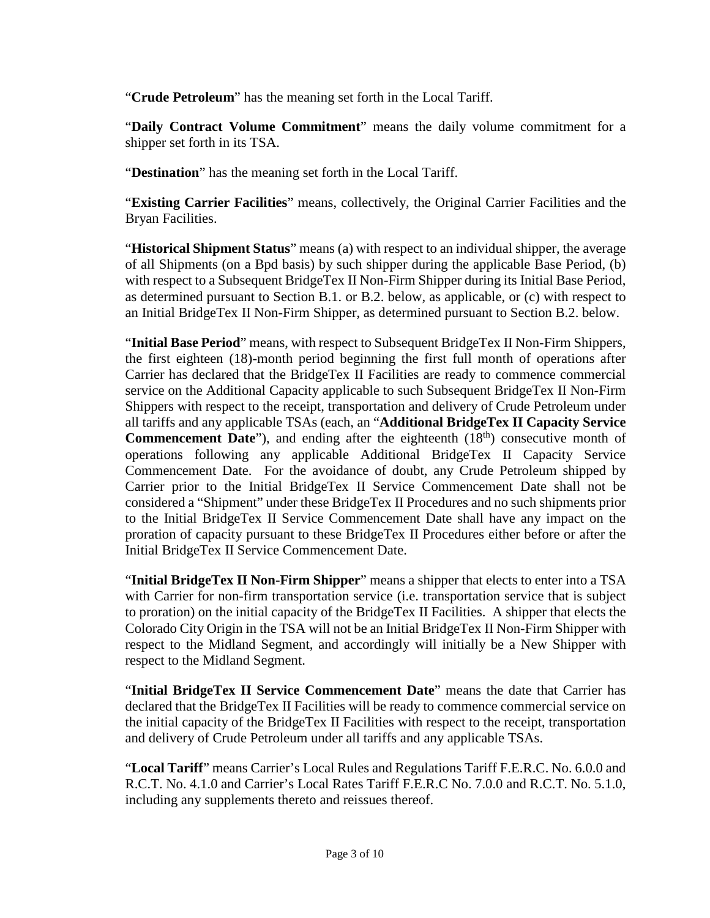"**Crude Petroleum**" has the meaning set forth in the Local Tariff.

"**Daily Contract Volume Commitment**" means the daily volume commitment for a shipper set forth in its TSA.

"**Destination**" has the meaning set forth in the Local Tariff.

"**Existing Carrier Facilities**" means, collectively, the Original Carrier Facilities and the Bryan Facilities.

"**Historical Shipment Status**" means (a) with respect to an individual shipper, the average of all Shipments (on a Bpd basis) by such shipper during the applicable Base Period, (b) with respect to a Subsequent BridgeTex II Non-Firm Shipper during its Initial Base Period, as determined pursuant to Section B.1. or B.2. below, as applicable, or (c) with respect to an Initial BridgeTex II Non-Firm Shipper, as determined pursuant to Section B.2. below.

"**Initial Base Period**" means, with respect to Subsequent BridgeTex II Non-Firm Shippers, the first eighteen (18)-month period beginning the first full month of operations after Carrier has declared that the BridgeTex II Facilities are ready to commence commercial service on the Additional Capacity applicable to such Subsequent BridgeTex II Non-Firm Shippers with respect to the receipt, transportation and delivery of Crude Petroleum under all tariffs and any applicable TSAs (each, an "**Additional BridgeTex II Capacity Service Commencement Date**"), and ending after the eighteenth (18th) consecutive month of operations following any applicable Additional BridgeTex II Capacity Service Commencement Date. For the avoidance of doubt, any Crude Petroleum shipped by Carrier prior to the Initial BridgeTex II Service Commencement Date shall not be considered a "Shipment" under these BridgeTex II Procedures and no such shipments prior to the Initial BridgeTex II Service Commencement Date shall have any impact on the proration of capacity pursuant to these BridgeTex II Procedures either before or after the Initial BridgeTex II Service Commencement Date.

"**Initial BridgeTex II Non-Firm Shipper**" means a shipper that elects to enter into a TSA with Carrier for non-firm transportation service (i.e. transportation service that is subject to proration) on the initial capacity of the BridgeTex II Facilities. A shipper that elects the Colorado City Origin in the TSA will not be an Initial BridgeTex II Non-Firm Shipper with respect to the Midland Segment, and accordingly will initially be a New Shipper with respect to the Midland Segment.

"**Initial BridgeTex II Service Commencement Date**" means the date that Carrier has declared that the BridgeTex II Facilities will be ready to commence commercial service on the initial capacity of the BridgeTex II Facilities with respect to the receipt, transportation and delivery of Crude Petroleum under all tariffs and any applicable TSAs.

"**Local Tariff**" means Carrier's Local Rules and Regulations Tariff F.E.R.C. No. 6.0.0 and R.C.T. No. 4.1.0 and Carrier's Local Rates Tariff F.E.R.C No. 7.0.0 and R.C.T. No. 5.1.0, including any supplements thereto and reissues thereof.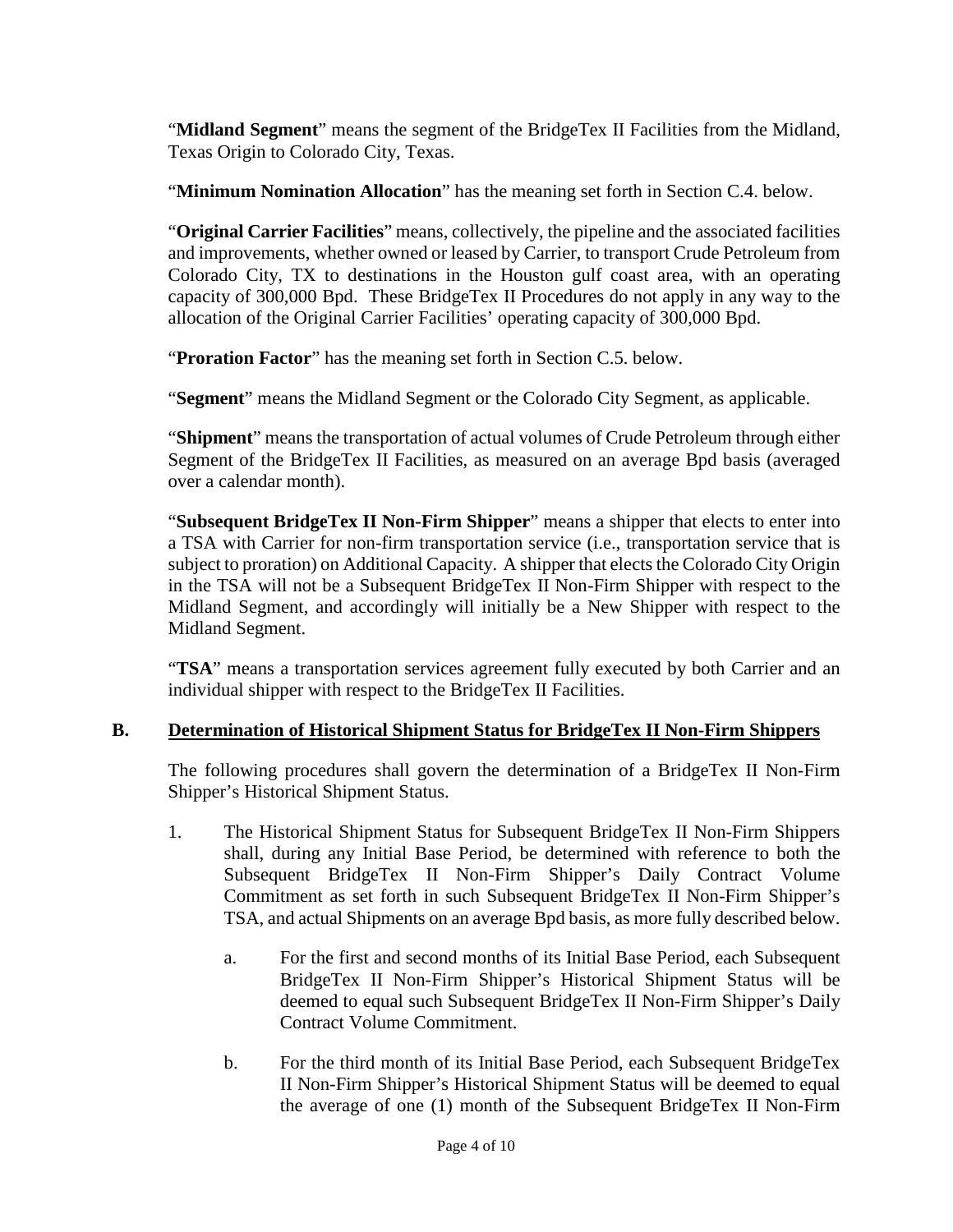"**Midland Segment**" means the segment of the BridgeTex II Facilities from the Midland, Texas Origin to Colorado City, Texas.

"**Minimum Nomination Allocation**" has the meaning set forth in Section C.4. below.

"**Original Carrier Facilities**" means, collectively, the pipeline and the associated facilities and improvements, whether owned or leased by Carrier, to transport Crude Petroleum from Colorado City, TX to destinations in the Houston gulf coast area, with an operating capacity of 300,000 Bpd. These BridgeTex II Procedures do not apply in any way to the allocation of the Original Carrier Facilities' operating capacity of 300,000 Bpd.

"**Proration Factor**" has the meaning set forth in Section C.5. below.

"**Segment**" means the Midland Segment or the Colorado City Segment, as applicable.

"**Shipment**" means the transportation of actual volumes of Crude Petroleum through either Segment of the BridgeTex II Facilities, as measured on an average Bpd basis (averaged over a calendar month).

"**Subsequent BridgeTex II Non-Firm Shipper**" means a shipper that elects to enter into a TSA with Carrier for non-firm transportation service (i.e., transportation service that is subject to proration) on Additional Capacity. A shipper that elects the Colorado City Origin in the TSA will not be a Subsequent BridgeTex II Non-Firm Shipper with respect to the Midland Segment, and accordingly will initially be a New Shipper with respect to the Midland Segment.

"**TSA**" means a transportation services agreement fully executed by both Carrier and an individual shipper with respect to the BridgeTex II Facilities.

## B. Determination of Historical Shipment Status for BridgeTex II Non-Firm Shippers

The following procedures shall govern the determination of a BridgeTex II Non-Firm Shipper's Historical Shipment Status.

1. The Historical Shipment Status for Subsequent BridgeTex II Non-Firm Shippers shall, during any Initial Base Period, be determined with reference to both the Subsequent BridgeTex II Non-Firm Shipper's Daily Contract Volume Commitment as set forth in such Subsequent BridgeTex II Non-Firm Shipper's TSA, and actual Shipments on an average Bpd basis, as more fully described below.

   a. For the first and second months of its Initial Base Period, each Subsequent BridgeTex II Non-Firm Shipper's Historical Shipment Status will be deemed to equal such Subsequent BridgeTex II Non-Firm Shipper's Daily Contract Volume Commitment.

   b. For the third month of its Initial Base Period, each Subsequent BridgeTex II Non-Firm Shipper's Historical Shipment Status will be deemed to equal the average of one (1) month of the Subsequent BridgeTex II Non-Firm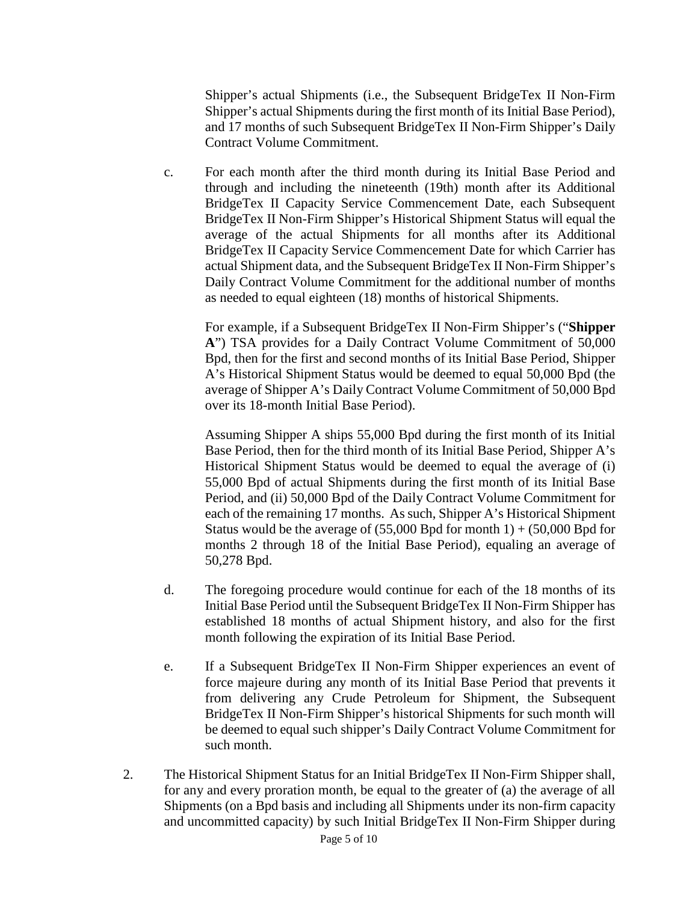Shipper's actual Shipments (i.e., the Subsequent BridgeTex II Non-Firm Shipper's actual Shipments during the first month of its Initial Base Period), and 17 months of such Subsequent BridgeTex II Non-Firm Shipper's Daily Contract Volume Commitment.

c. For each month after the third month during its Initial Base Period and through and including the nineteenth (19th) month after its Additional BridgeTex II Capacity Service Commencement Date, each Subsequent BridgeTex II Non-Firm Shipper's Historical Shipment Status will equal the average of the actual Shipments for all months after its Additional BridgeTex II Capacity Service Commencement Date for which Carrier has actual Shipment data, and the Subsequent BridgeTex II Non-Firm Shipper's Daily Contract Volume Commitment for the additional number of months as needed to equal eighteen (18) months of historical Shipments.

For example, if a Subsequent BridgeTex II Non-Firm Shipper's ("**Shipper A**") TSA provides for a Daily Contract Volume Commitment of 50,000 Bpd, then for the first and second months of its Initial Base Period, Shipper A's Historical Shipment Status would be deemed to equal 50,000 Bpd (the average of Shipper A's Daily Contract Volume Commitment of 50,000 Bpd over its 18-month Initial Base Period).

Assuming Shipper A ships 55,000 Bpd during the first month of its Initial Base Period, then for the third month of its Initial Base Period, Shipper A's Historical Shipment Status would be deemed to equal the average of (i) 55,000 Bpd of actual Shipments during the first month of its Initial Base Period, and (ii) 50,000 Bpd of the Daily Contract Volume Commitment for each of the remaining 17 months. As such, Shipper A's Historical Shipment Status would be the average of (55,000 Bpd for month 1) + (50,000 Bpd for months 2 through 18 of the Initial Base Period), equaling an average of 50,278 Bpd.

d. The foregoing procedure would continue for each of the 18 months of its Initial Base Period until the Subsequent BridgeTex II Non-Firm Shipper has established 18 months of actual Shipment history, and also for the first month following the expiration of its Initial Base Period.

e. If a Subsequent BridgeTex II Non-Firm Shipper experiences an event of force majeure during any month of its Initial Base Period that prevents it from delivering any Crude Petroleum for Shipment, the Subsequent BridgeTex II Non-Firm Shipper's historical Shipments for such month will be deemed to equal such shipper's Daily Contract Volume Commitment for such month.

2. The Historical Shipment Status for an Initial BridgeTex II Non-Firm Shipper shall, for any and every proration month, be equal to the greater of (a) the average of all Shipments (on a Bpd basis and including all Shipments under its non-firm capacity and uncommitted capacity) by such Initial BridgeTex II Non-Firm Shipper during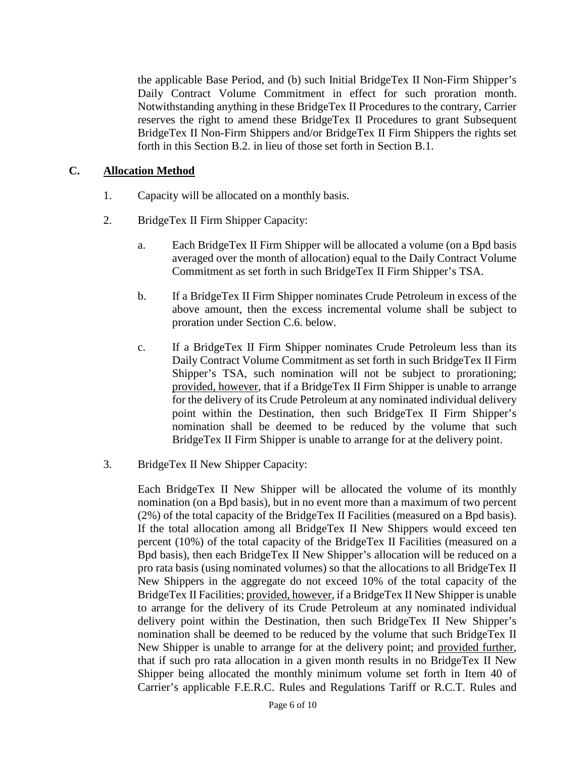the applicable Base Period, and (b) such Initial BridgeTex II Non-Firm Shipper's Daily Contract Volume Commitment in effect for such proration month. Notwithstanding anything in these BridgeTex II Procedures to the contrary, Carrier reserves the right to amend these BridgeTex II Procedures to grant Subsequent BridgeTex II Non-Firm Shippers and/or BridgeTex II Firm Shippers the rights set forth in this Section B.2. in lieu of those set forth in Section B.1.

## C. Allocation Method

1. Capacity will be allocated on a monthly basis.

2. BridgeTex II Firm Shipper Capacity:

   a. Each BridgeTex II Firm Shipper will be allocated a volume (on a Bpd basis averaged over the month of allocation) equal to the Daily Contract Volume Commitment as set forth in such BridgeTex II Firm Shipper's TSA.

   b. If a BridgeTex II Firm Shipper nominates Crude Petroleum in excess of the above amount, then the excess incremental volume shall be subject to proration under Section C.6. below.

   c. If a BridgeTex II Firm Shipper nominates Crude Petroleum less than its Daily Contract Volume Commitment as set forth in such BridgeTex II Firm Shipper's TSA, such nomination will not be subject to prorationing; provided, however, that if a BridgeTex II Firm Shipper is unable to arrange for the delivery of its Crude Petroleum at any nominated individual delivery point within the Destination, then such BridgeTex II Firm Shipper's nomination shall be deemed to be reduced by the volume that such BridgeTex II Firm Shipper is unable to arrange for at the delivery point.

3. BridgeTex II New Shipper Capacity:

   Each BridgeTex II New Shipper will be allocated the volume of its monthly nomination (on a Bpd basis), but in no event more than a maximum of two percent (2%) of the total capacity of the BridgeTex II Facilities (measured on a Bpd basis). If the total allocation among all BridgeTex II New Shippers would exceed ten percent (10%) of the total capacity of the BridgeTex II Facilities (measured on a Bpd basis), then each BridgeTex II New Shipper's allocation will be reduced on a pro rata basis (using nominated volumes) so that the allocations to all BridgeTex II New Shippers in the aggregate do not exceed 10% of the total capacity of the BridgeTex II Facilities; provided, however, if a BridgeTex II New Shipper is unable to arrange for the delivery of its Crude Petroleum at any nominated individual delivery point within the Destination, then such BridgeTex II New Shipper's nomination shall be deemed to be reduced by the volume that such BridgeTex II New Shipper is unable to arrange for at the delivery point; and provided further, that if such pro rata allocation in a given month results in no BridgeTex II New Shipper being allocated the monthly minimum volume set forth in Item 40 of Carrier's applicable F.E.R.C. Rules and Regulations Tariff or R.C.T. Rules and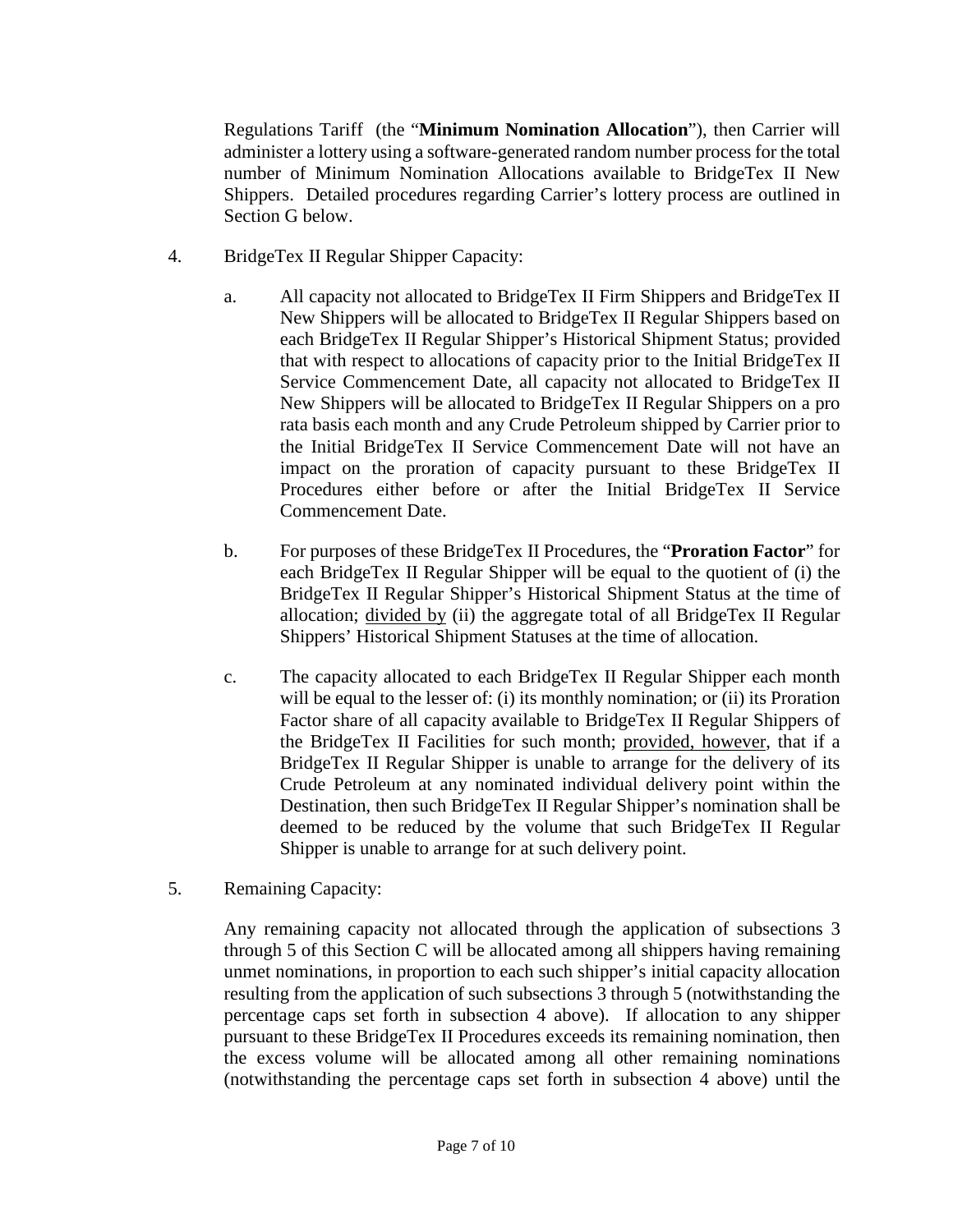Regulations Tariff (the "**Minimum Nomination Allocation**"), then Carrier will administer a lottery using a software-generated random number process for the total number of Minimum Nomination Allocations available to BridgeTex II New Shippers. Detailed procedures regarding Carrier's lottery process are outlined in Section G below.

4. BridgeTex II Regular Shipper Capacity:

   a. All capacity not allocated to BridgeTex II Firm Shippers and BridgeTex II New Shippers will be allocated to BridgeTex II Regular Shippers based on each BridgeTex II Regular Shipper's Historical Shipment Status; provided that with respect to allocations of capacity prior to the Initial BridgeTex II Service Commencement Date, all capacity not allocated to BridgeTex II New Shippers will be allocated to BridgeTex II Regular Shippers on a pro rata basis each month and any Crude Petroleum shipped by Carrier prior to the Initial BridgeTex II Service Commencement Date will not have an impact on the proration of capacity pursuant to these BridgeTex II Procedures either before or after the Initial BridgeTex II Service Commencement Date.

   b. For purposes of these BridgeTex II Procedures, the "**Proration Factor**" for each BridgeTex II Regular Shipper will be equal to the quotient of (i) the BridgeTex II Regular Shipper's Historical Shipment Status at the time of allocation; divided by (ii) the aggregate total of all BridgeTex II Regular Shippers' Historical Shipment Statuses at the time of allocation.

   c. The capacity allocated to each BridgeTex II Regular Shipper each month will be equal to the lesser of: (i) its monthly nomination; or (ii) its Proration Factor share of all capacity available to BridgeTex II Regular Shippers of the BridgeTex II Facilities for such month; provided, however, that if a BridgeTex II Regular Shipper is unable to arrange for the delivery of its Crude Petroleum at any nominated individual delivery point within the Destination, then such BridgeTex II Regular Shipper's nomination shall be deemed to be reduced by the volume that such BridgeTex II Regular Shipper is unable to arrange for at such delivery point.

5. Remaining Capacity:

   Any remaining capacity not allocated through the application of subsections 3 through 5 of this Section C will be allocated among all shippers having remaining unmet nominations, in proportion to each such shipper's initial capacity allocation resulting from the application of such subsections 3 through 5 (notwithstanding the percentage caps set forth in subsection 4 above). If allocation to any shipper pursuant to these BridgeTex II Procedures exceeds its remaining nomination, then the excess volume will be allocated among all other remaining nominations (notwithstanding the percentage caps set forth in subsection 4 above) until the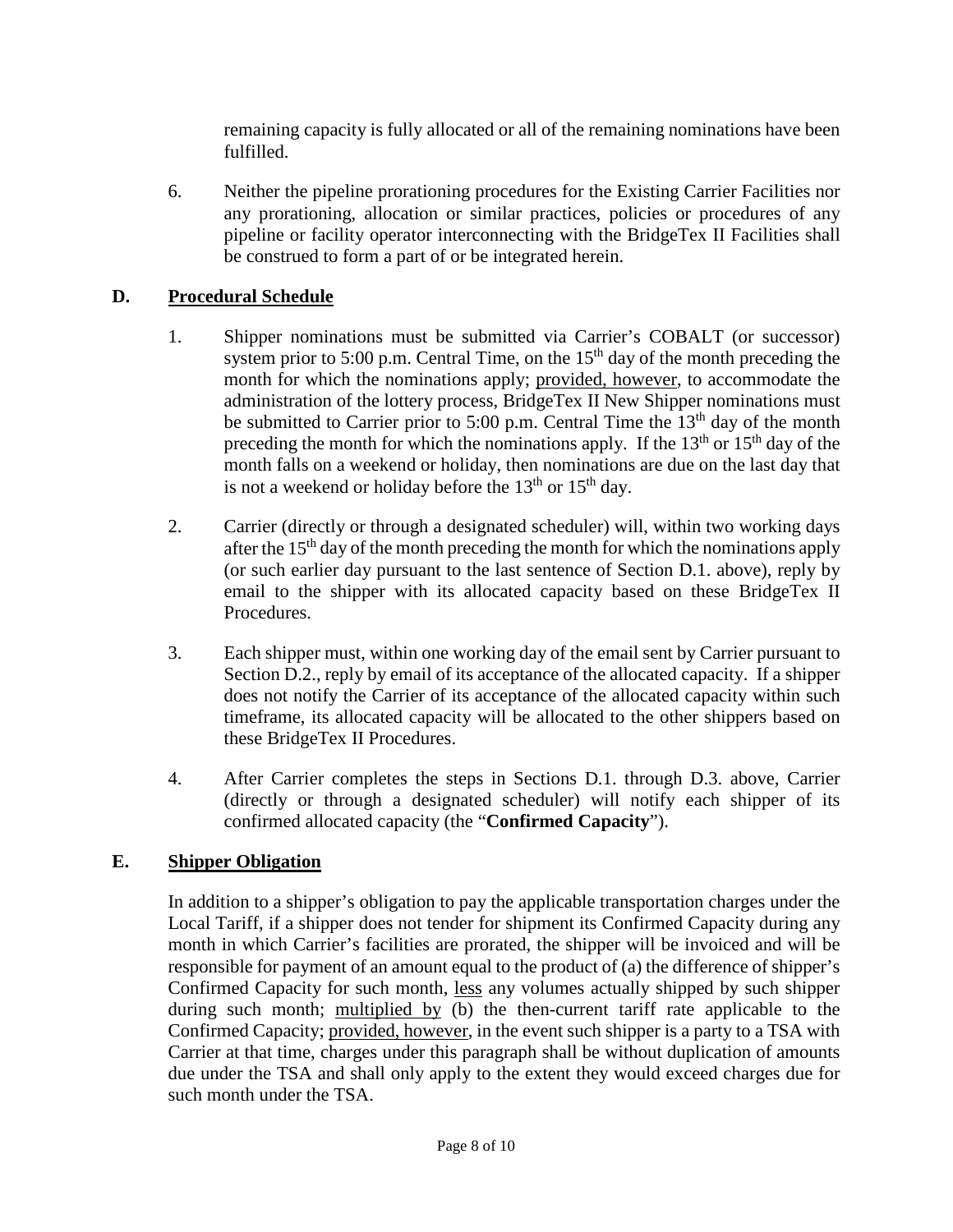remaining capacity is fully allocated or all of the remaining nominations have been fulfilled.

6. Neither the pipeline prorationing procedures for the Existing Carrier Facilities nor any prorationing, allocation or similar practices, policies or procedures of any pipeline or facility operator interconnecting with the BridgeTex II Facilities shall be construed to form a part of or be integrated herein.

## D. Procedural Schedule

1. Shipper nominations must be submitted via Carrier's COBALT (or successor) system prior to 5:00 p.m. Central Time, on the 15th day of the month preceding the month for which the nominations apply; provided, however, to accommodate the administration of the lottery process, BridgeTex II New Shipper nominations must be submitted to Carrier prior to 5:00 p.m. Central Time the 13th day of the month preceding the month for which the nominations apply. If the 13th or 15th day of the month falls on a weekend or holiday, then nominations are due on the last day that is not a weekend or holiday before the 13th or 15th day.

2. Carrier (directly or through a designated scheduler) will, within two working days after the 15th day of the month preceding the month for which the nominations apply (or such earlier day pursuant to the last sentence of Section D.1. above), reply by email to the shipper with its allocated capacity based on these BridgeTex II Procedures.

3. Each shipper must, within one working day of the email sent by Carrier pursuant to Section D.2., reply by email of its acceptance of the allocated capacity. If a shipper does not notify the Carrier of its acceptance of the allocated capacity within such timeframe, its allocated capacity will be allocated to the other shippers based on these BridgeTex II Procedures.

4. After Carrier completes the steps in Sections D.1. through D.3. above, Carrier (directly or through a designated scheduler) will notify each shipper of its confirmed allocated capacity (the "**Confirmed Capacity**").

## E. Shipper Obligation

In addition to a shipper's obligation to pay the applicable transportation charges under the Local Tariff, if a shipper does not tender for shipment its Confirmed Capacity during any month in which Carrier's facilities are prorated, the shipper will be invoiced and will be responsible for payment of an amount equal to the product of (a) the difference of shipper's Confirmed Capacity for such month, less any volumes actually shipped by such shipper during such month; multiplied by (b) the then-current tariff rate applicable to the Confirmed Capacity; provided, however, in the event such shipper is a party to a TSA with Carrier at that time, charges under this paragraph shall be without duplication of amounts due under the TSA and shall only apply to the extent they would exceed charges due for such month under the TSA.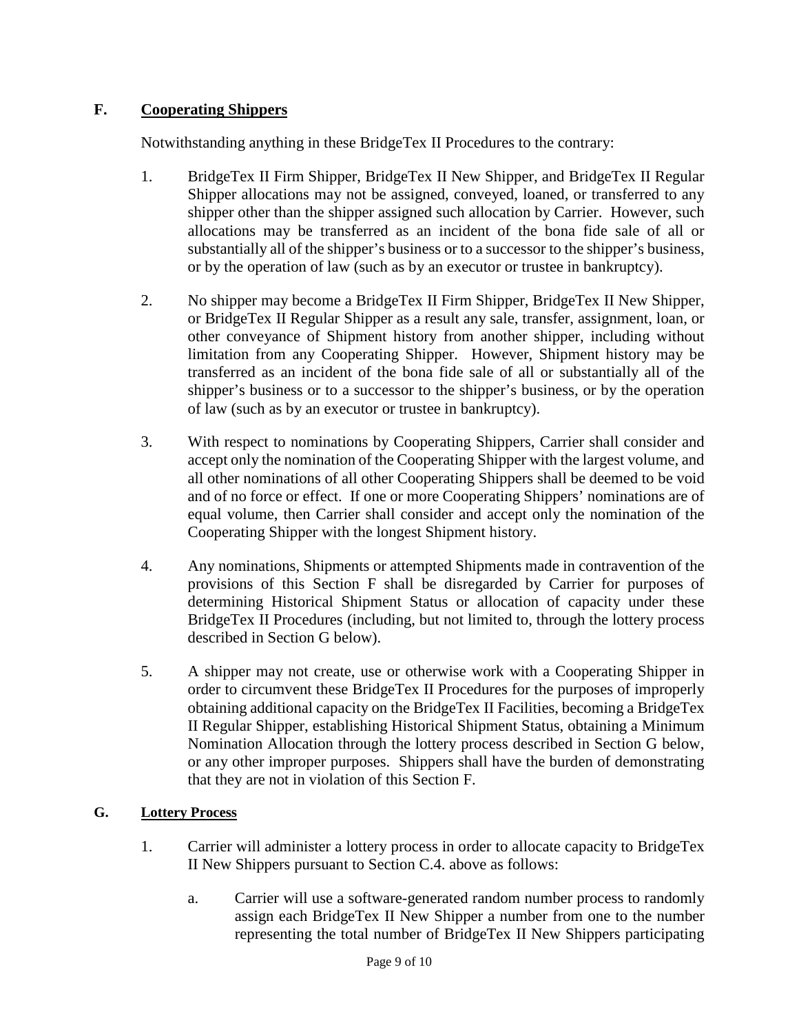## F. Cooperating Shippers

Notwithstanding anything in these BridgeTex II Procedures to the contrary:

1. BridgeTex II Firm Shipper, BridgeTex II New Shipper, and BridgeTex II Regular Shipper allocations may not be assigned, conveyed, loaned, or transferred to any shipper other than the shipper assigned such allocation by Carrier. However, such allocations may be transferred as an incident of the bona fide sale of all or substantially all of the shipper's business or to a successor to the shipper's business, or by the operation of law (such as by an executor or trustee in bankruptcy).

2. No shipper may become a BridgeTex II Firm Shipper, BridgeTex II New Shipper, or BridgeTex II Regular Shipper as a result any sale, transfer, assignment, loan, or other conveyance of Shipment history from another shipper, including without limitation from any Cooperating Shipper. However, Shipment history may be transferred as an incident of the bona fide sale of all or substantially all of the shipper's business or to a successor to the shipper's business, or by the operation of law (such as by an executor or trustee in bankruptcy).

3. With respect to nominations by Cooperating Shippers, Carrier shall consider and accept only the nomination of the Cooperating Shipper with the largest volume, and all other nominations of all other Cooperating Shippers shall be deemed to be void and of no force or effect. If one or more Cooperating Shippers' nominations are of equal volume, then Carrier shall consider and accept only the nomination of the Cooperating Shipper with the longest Shipment history.

4. Any nominations, Shipments or attempted Shipments made in contravention of the provisions of this Section F shall be disregarded by Carrier for purposes of determining Historical Shipment Status or allocation of capacity under these BridgeTex II Procedures (including, but not limited to, through the lottery process described in Section G below).

5. A shipper may not create, use or otherwise work with a Cooperating Shipper in order to circumvent these BridgeTex II Procedures for the purposes of improperly obtaining additional capacity on the BridgeTex II Facilities, becoming a BridgeTex II Regular Shipper, establishing Historical Shipment Status, obtaining a Minimum Nomination Allocation through the lottery process described in Section G below, or any other improper purposes. Shippers shall have the burden of demonstrating that they are not in violation of this Section F.

## G. Lottery Process

1. Carrier will administer a lottery process in order to allocate capacity to BridgeTex II New Shippers pursuant to Section C.4. above as follows:

    a. Carrier will use a software-generated random number process to randomly assign each BridgeTex II New Shipper a number from one to the number representing the total number of BridgeTex II New Shippers participating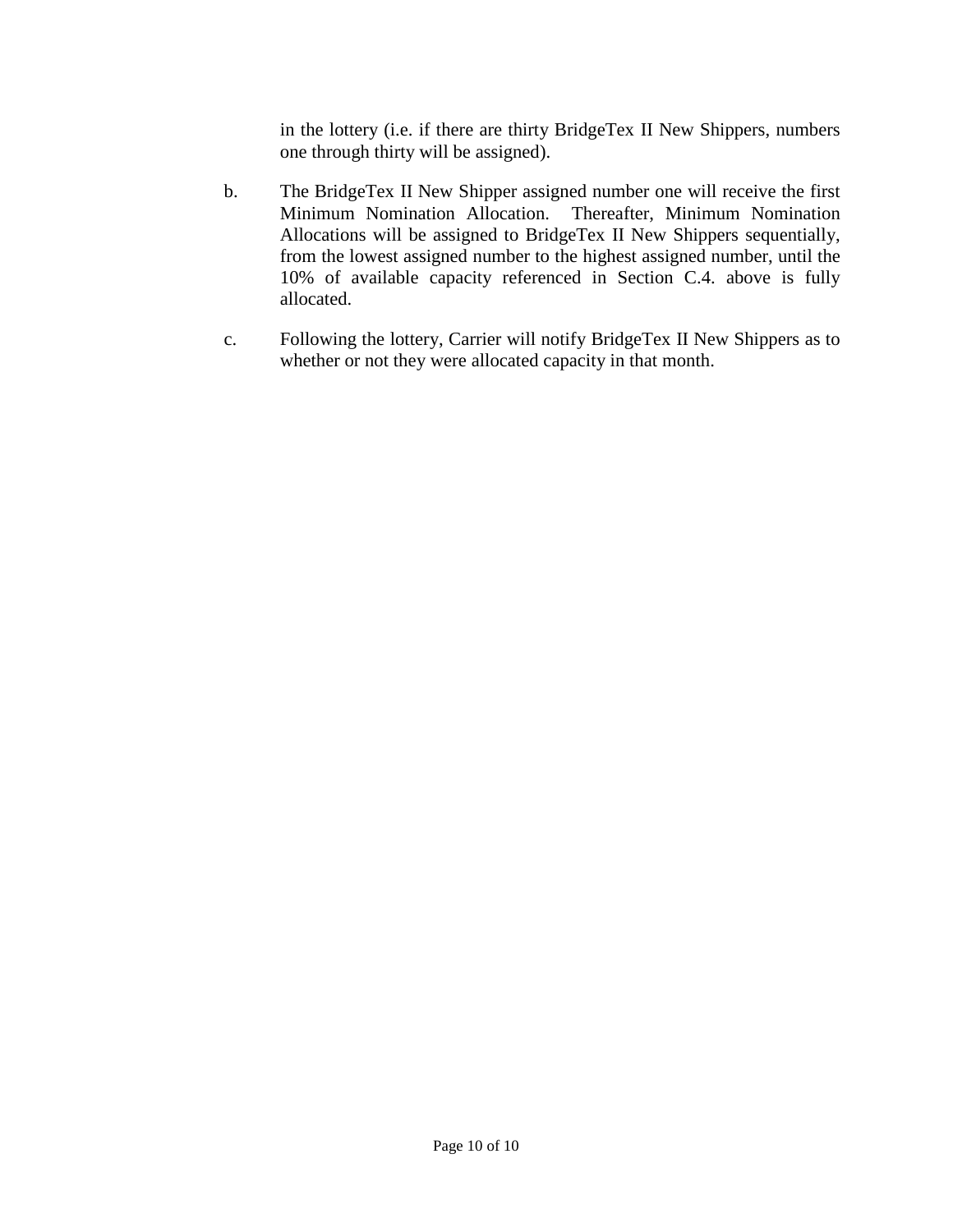in the lottery (i.e. if there are thirty BridgeTex II New Shippers, numbers one through thirty will be assigned).

b. The BridgeTex II New Shipper assigned number one will receive the first Minimum Nomination Allocation. Thereafter, Minimum Nomination Allocations will be assigned to BridgeTex II New Shippers sequentially, from the lowest assigned number to the highest assigned number, until the 10% of available capacity referenced in Section C.4. above is fully allocated.

c. Following the lottery, Carrier will notify BridgeTex II New Shippers as to whether or not they were allocated capacity in that month.